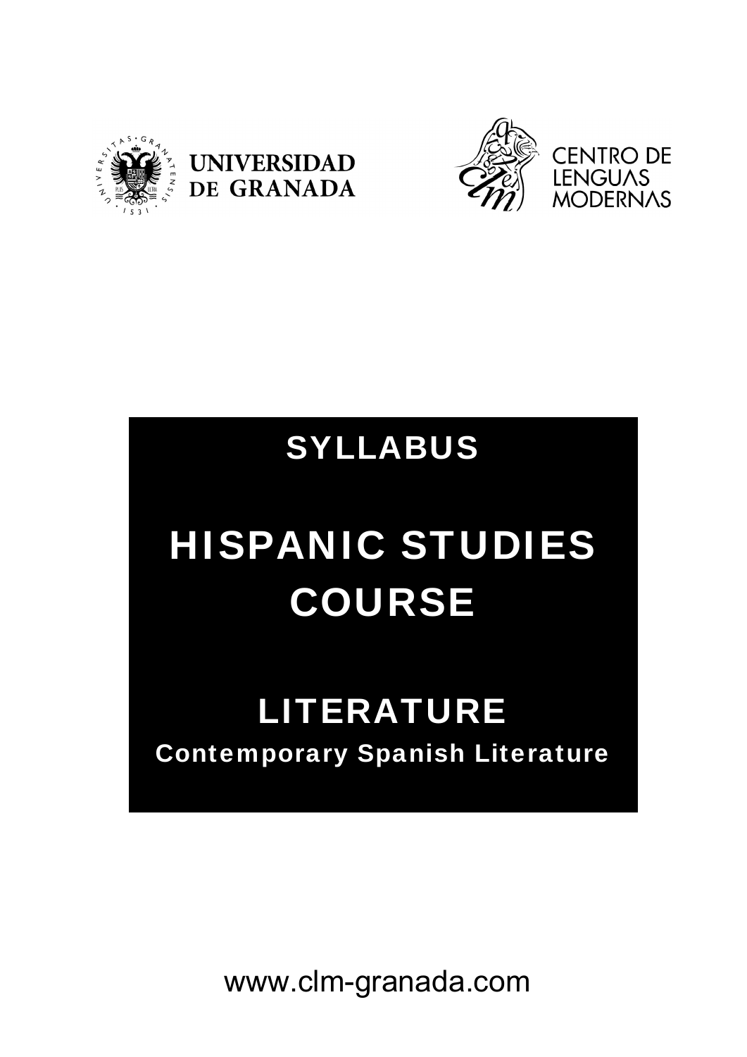UNIVERSIDAD DE GRANADA

CENTRO DE LENGUAS MODERNAS

# SYLLABUS

# HISPANIC STUDIES COURSE

## LITERATURE

### Contemporary Spanish Literature

www.clm-granada.com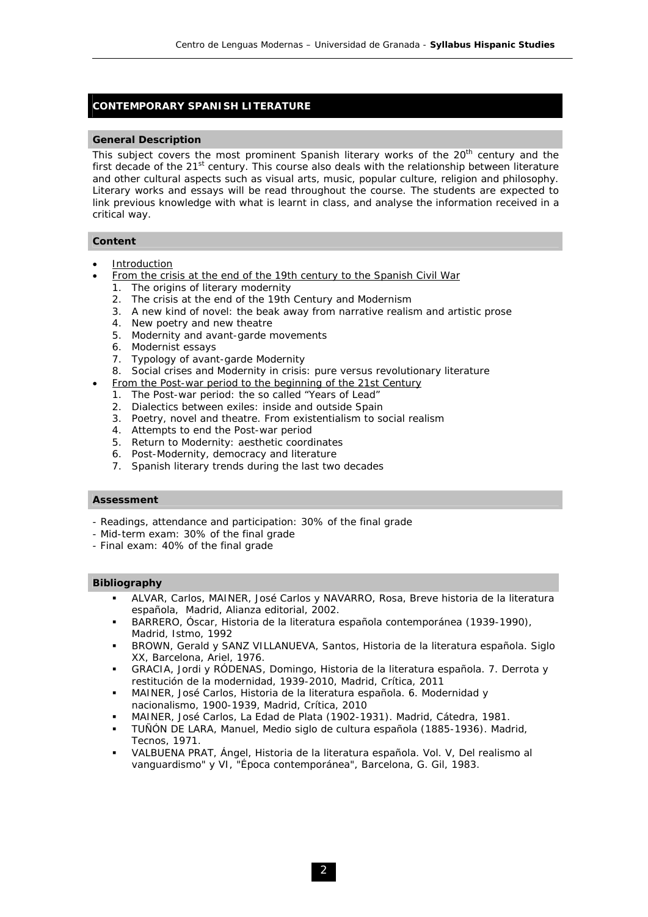## CONTEMPORARY SPANISH LITERATURE

### General Description

This subject covers the most prominent Spanish literary works of the 20th century and the first decade of the 21st century. This course also deals with the relationship between literature and other cultural aspects such as visual arts, music, popular culture, religion and philosophy. Literary works and essays will be read throughout the course. The students are expected to link previous knowledge with what is learnt in class, and analyse the information received in a critical way.

### Content

- Introduction
- From the crisis at the end of the 19th century to the Spanish Civil War
  1. The origins of literary modernity
  2. The crisis at the end of the 19th Century and Modernism
  3. A new kind of novel: the beak away from narrative realism and artistic prose
  4. New poetry and new theatre
  5. Modernity and avant-garde movements
  6. Modernist essays
  7. Typology of avant-garde Modernity
  8. Social crises and Modernity in crisis: pure versus revolutionary literature
- From the Post-war period to the beginning of the 21st Century
  1. The Post-war period: the so called "Years of Lead"
  2. Dialectics between exiles: inside and outside Spain
  3. Poetry, novel and theatre. From existentialism to social realism
  4. Attempts to end the Post-war period
  5. Return to Modernity: aesthetic coordinates
  6. Post-Modernity, democracy and literature
  7. Spanish literary trends during the last two decades

### Assessment

- Readings, attendance and participation: 30% of the final grade
- Mid-term exam: 30% of the final grade
- Final exam: 40% of the final grade

### Bibliography

- ALVAR, Carlos, MAINER, José Carlos y NAVARRO, Rosa, Breve historia de la literatura española, Madrid, Alianza editorial, 2002.
- BARRERO, Óscar, Historia de la literatura española contemporánea (1939-1990), Madrid, Istmo, 1992
- BROWN, Gerald y SANZ VILLANUEVA, Santos, Historia de la literatura española. Siglo XX, Barcelona, Ariel, 1976.
- GRACIA, Jordi y RÓDENAS, Domingo, Historia de la literatura española. 7. Derrota y restitución de la modernidad, 1939-2010, Madrid, Crítica, 2011
- MAINER, José Carlos, Historia de la literatura española. 6. Modernidad y nacionalismo, 1900-1939, Madrid, Crítica, 2010
- MAINER, José Carlos, La Edad de Plata (1902-1931). Madrid, Cátedra, 1981.
- TUÑÓN DE LARA, Manuel, Medio siglo de cultura española (1885-1936). Madrid, Tecnos, 1971.
- VALBUENA PRAT, Ángel, Historia de la literatura española. Vol. V, Del realismo al vanguardismo" y VI, "Época contemporánea", Barcelona, G. Gil, 1983.